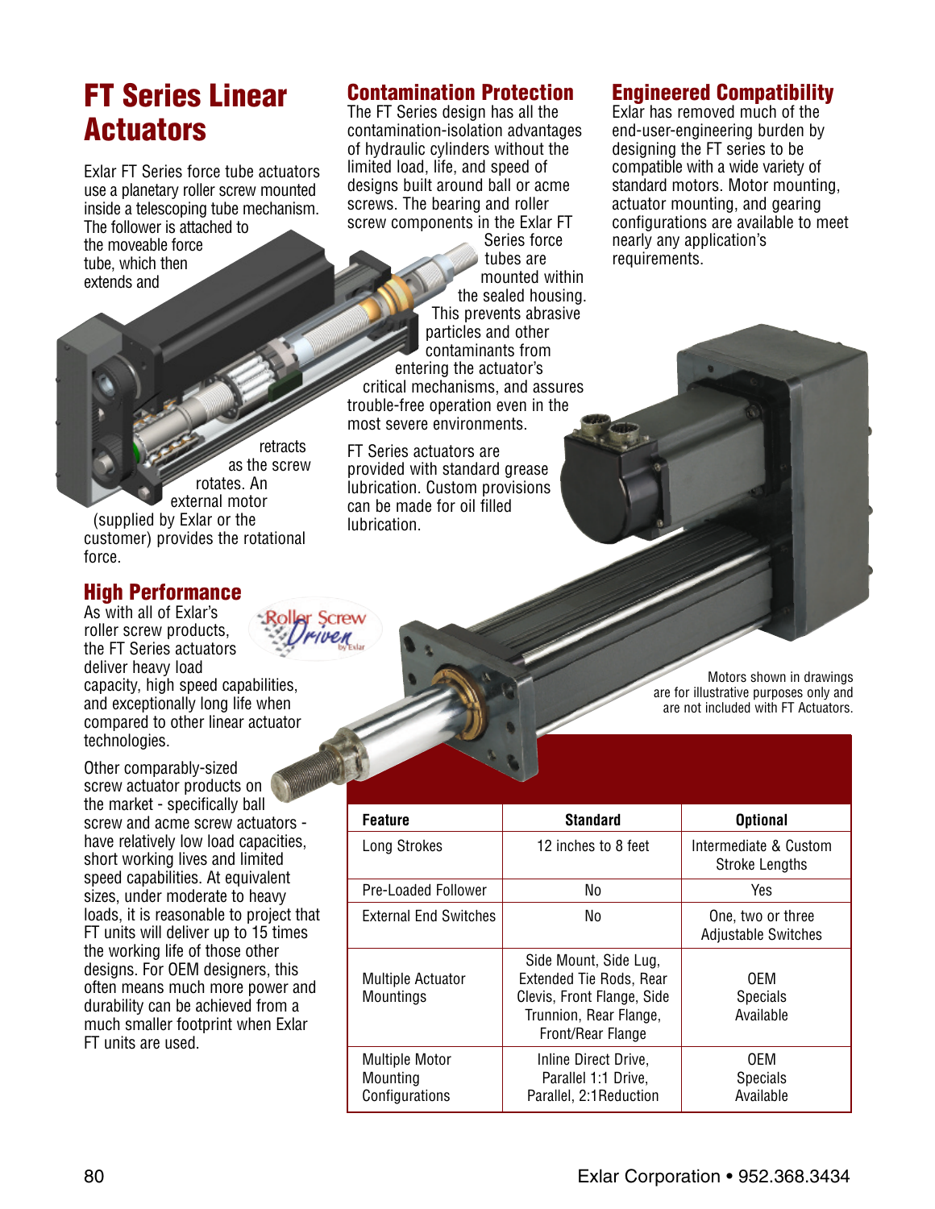# FT Series Linear Actuators

Exlar FT Series force tube actuators use a planetary roller screw mounted inside a telescoping tube mechanism. The follower is attached to the moveable force tube, which then extends and retracts as the screw rotates. An external motor (supplied by Exlar or the customer) provides the rotational force.

## High Performance

As with all of Exlar's roller screw products, the FT Series actuators deliver heavy load capacity, high speed capabilities, and exceptionally long life when compared to other linear actuator technologies.

Other comparably-sized screw actuator products on the market - specifically ball screw and acme screw actuators - have relatively low load capacities, short working lives and limited speed capabilities. At equivalent sizes, under moderate to heavy loads, it is reasonable to project that FT units will deliver up to 15 times the working life of those other designs. For OEM designers, this often means much more power and durability can be achieved from a much smaller footprint when Exlar FT units are used.

## Contamination Protection

The FT Series design has all the contamination-isolation advantages of hydraulic cylinders without the limited load, life, and speed of designs built around ball or acme screws. The bearing and roller screw components in the Exlar FT Series force tubes are mounted within the sealed housing. This prevents abrasive particles and other contaminants from entering the actuator's critical mechanisms, and assures trouble-free operation even in the most severe environments.

FT Series actuators are provided with standard grease lubrication. Custom provisions can be made for oil filled lubrication.

## Engineered Compatibility

Exlar has removed much of the end-user-engineering burden by designing the FT series to be compatible with a wide variety of standard motors. Motor mounting, actuator mounting, and gearing configurations are available to meet nearly any application's requirements.

Motors shown in drawings are for illustrative purposes only and are not included with FT Actuators.

| Feature | Standard | Optional |
| --- | --- | --- |
| Long Strokes | 12 inches to 8 feet | Intermediate & Custom Stroke Lengths |
| Pre-Loaded Follower | No | Yes |
| External End Switches | No | One, two or three Adjustable Switches |
| Multiple Actuator Mountings | Side Mount, Side Lug, Extended Tie Rods, Rear Clevis, Front Flange, Side Trunnion, Rear Flange, Front/Rear Flange | OEM Specials Available |
| Multiple Motor Mounting Configurations | Inline Direct Drive, Parallel 1:1 Drive, Parallel, 2:1Reduction | OEM Specials Available |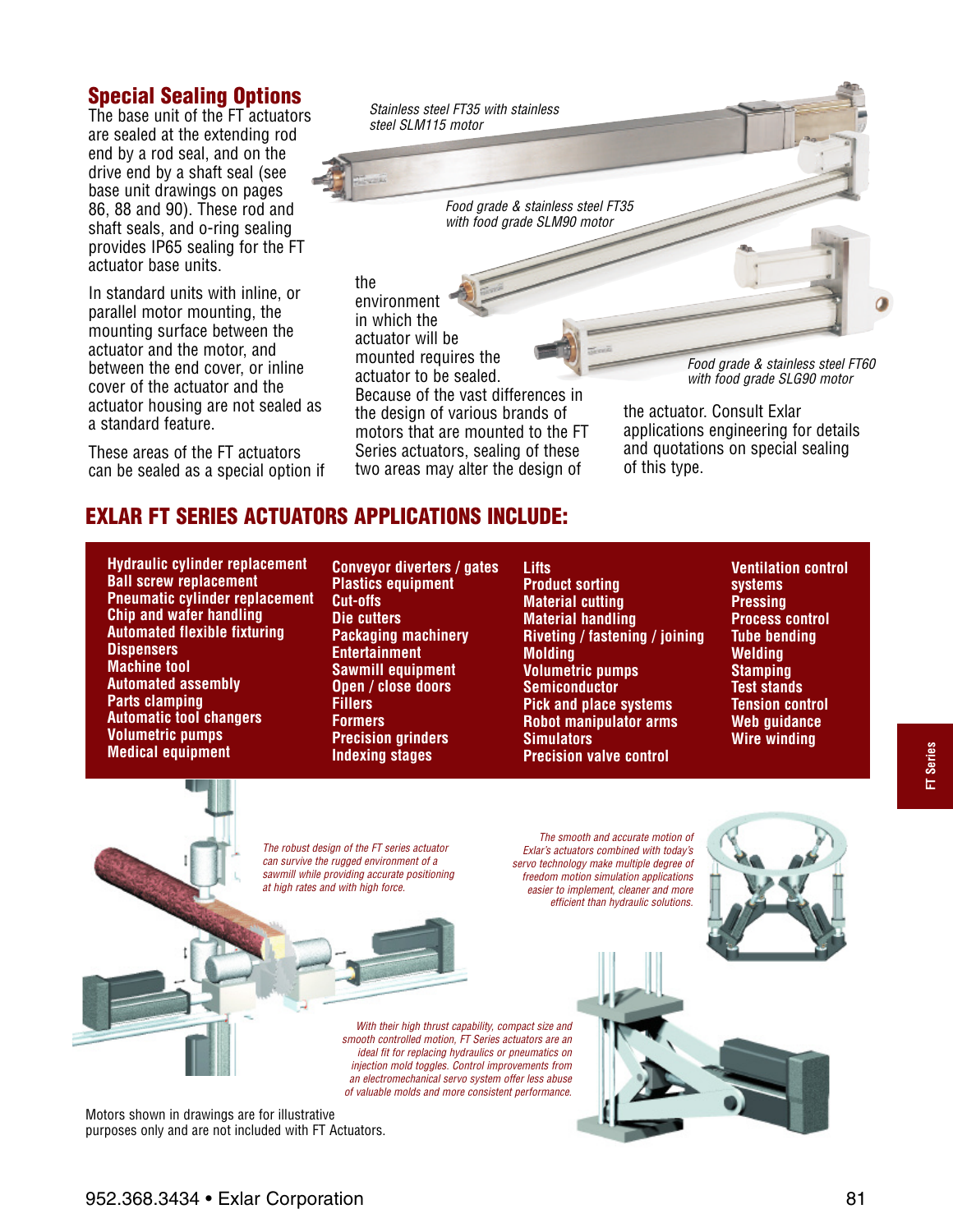## Special Sealing Options

The base unit of the FT actuators are sealed at the extending rod end by a rod seal, and on the drive end by a shaft seal (see base unit drawings on pages 86, 88 and 90). These rod and shaft seals, and o-ring sealing provides IP65 sealing for the FT actuator base units.

In standard units with inline, or parallel motor mounting, the mounting surface between the actuator and the motor, and between the end cover, or inline cover of the actuator and the actuator housing are not sealed as a standard feature.

These areas of the FT actuators can be sealed as a special option if the environment in which the actuator will be mounted requires the actuator to be sealed. Because of the vast differences in the design of various brands of motors that are mounted to the FT Series actuators, sealing of these two areas may alter the design of the actuator. Consult Exlar applications engineering for details and quotations on special sealing of this type.

*Stainless steel FT35 with stainless steel SLM115 motor*

*Food grade & stainless steel FT35 with food grade SLM90 motor*

*Food grade & stainless steel FT60 with food grade SLG90 motor*

## EXLAR FT SERIES ACTUATORS APPLICATIONS INCLUDE:

- **Hydraulic cylinder replacement**
- **Ball screw replacement**
- **Pneumatic cylinder replacement**
- **Chip and wafer handling**
- **Automated flexible fixturing**
- **Dispensers**
- **Machine tool**
- **Automated assembly**
- **Parts clamping**
- **Automatic tool changers**
- **Volumetric pumps**
- **Medical equipment**
- **Conveyor diverters / gates**
- **Plastics equipment**
- **Cut-offs**
- **Die cutters**
- **Packaging machinery**
- **Entertainment**
- **Sawmill equipment**
- **Open / close doors**
- **Fillers**
- **Formers**
- **Precision grinders**
- **Indexing stages**
- **Lifts**
- **Product sorting**
- **Material cutting**
- **Material handling**
- **Riveting / fastening / joining**
- **Molding**
- **Volumetric pumps**
- **Semiconductor**
- **Pick and place systems**
- **Robot manipulator arms**
- **Simulators**
- **Precision valve control**
- **Ventilation control systems**
- **Pressing**
- **Process control**
- **Tube bending**
- **Welding**
- **Stamping**
- **Test stands**
- **Tension control**
- **Web guidance**
- **Wire winding**

*The robust design of the FT series actuator can survive the rugged environment of a sawmill while providing accurate positioning at high rates and with high force.*

*The smooth and accurate motion of Exlar's actuators combined with today's servo technology make multiple degree of freedom motion simulation applications easier to implement, cleaner and more efficient than hydraulic solutions.*

*With their high thrust capability, compact size and smooth controlled motion, FT Series actuators are an ideal fit for replacing hydraulics or pneumatics on injection mold toggles. Control improvements from an electromechanical servo system offer less abuse of valuable molds and more consistent performance.*

Motors shown in drawings are for illustrative purposes only and are not included with FT Actuators.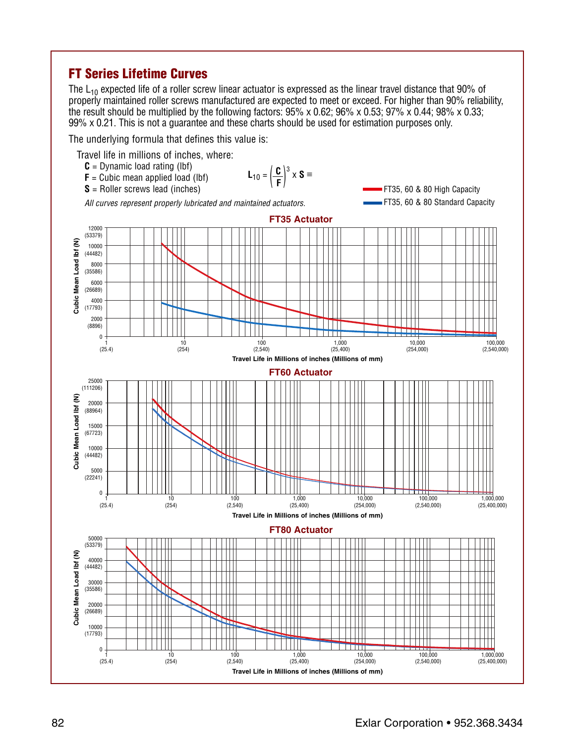## FT Series Lifetime Curves

The $L_{10}$ expected life of a roller screw linear actuator is expressed as the linear travel distance that 90% of properly maintained roller screws manufactured are expected to meet or exceed. For higher than 90% reliability, the result should be multiplied by the following factors: 95% x 0.62; 96% x 0.53; 97% x 0.44; 98% x 0.33; 99% x 0.21. This is not a guarantee and these charts should be used for estimation purposes only.

The underlying formula that defines this value is:

Travel life in millions of inches, where:

**C** = Dynamic load rating (lbf)
**F** = Cubic mean applied load (lbf)
**S** = Roller screws lead (inches)

$$L_{10} = \left(\frac{C}{F}\right)^3 \times S \equiv$$

*All curves represent properly lubricated and maintained actuators.*

FT35, 60 & 80 High Capacity
FT35, 60 & 80 Standard Capacity

**FT35 Actuator**

Cubic Mean Load lbf (N): 0, 2000 (8896), 4000 (17793), 6000 (26689), 8000 (35586), 10000 (44482), 12000 (53379)

Travel Life in Millions of inches (Millions of mm): 1 (25.4), 10 (254), 100 (2,540), 1,000 (25,400), 10,000 (254,000), 100,000 (2,540,000)

**FT60 Actuator**

Cubic Mean Load lbf (N): 0, 5000 (22241), 10000 (44482), 15000 (67723), 20000 (88964), 25000 (111206)

Travel Life in Millions of inches (Millions of mm): 1 (25.4), 10 (254), 100 (2,540), 1,000 (25,400), 10,000 (254,000), 100,000 (2,540,000), 1,000,000 (25,400,000)

**FT80 Actuator**

Cubic Mean Load lbf (N): 0, 10000 (17793), 20000 (26689), 30000 (35586), 40000 (44482), 50000 (53379)

Travel Life in Millions of inches (Millions of mm): 1 (25.4), 10 (254), 100 (2,540), 1,000 (25,400), 10,000 (254,000), 100,000 (2,540,000), 1,000,000 (25,400,000)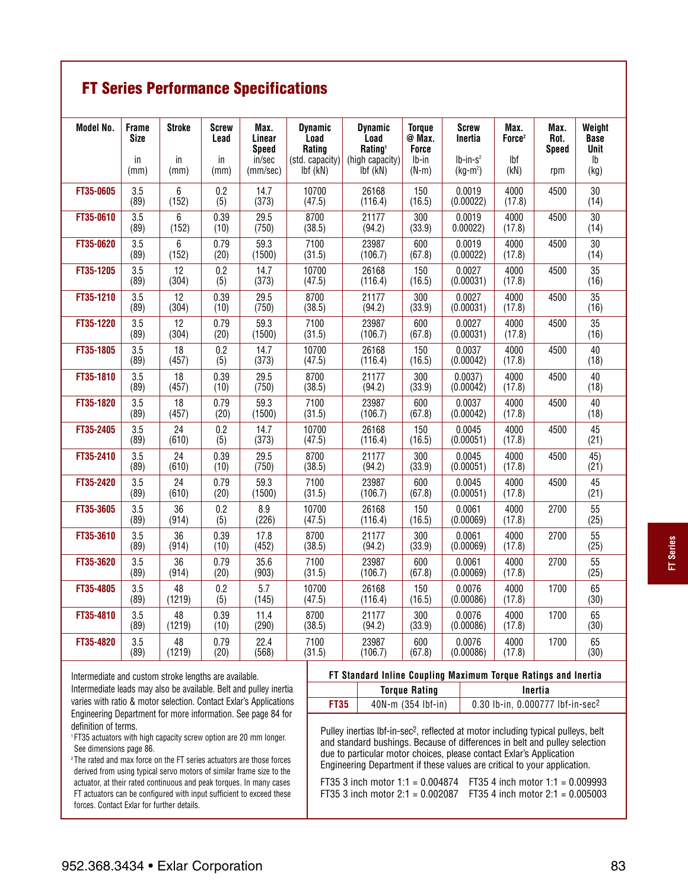## FT Series Performance Specifications

| Model No. | Frame Size in (mm) | Stroke in (mm) | Screw Lead in (mm) | Max. Linear Speed in/sec (mm/sec) | Dynamic Load Rating (std. capacity) lbf (kN) | Dynamic Load Rating[1] (high capacity) lbf (kN) | Torque @ Max. Force lb-in (N-m) | Screw Inertia lb-in-s$^2$ (kg-m$^2$) | Max. Force[2] lbf (kN) | Max. Rot. Speed rpm | Weight Base Unit lb (kg) |
|---|---|---|---|---|---|---|---|---|---|---|---|
| FT35-0605 | 3.5 (89) | 6 (152) | 0.2 (5) | 14.7 (373) | 10700 (47.5) | 26168 (116.4) | 150 (16.5) | 0.0019 (0.00022) | 4000 (17.8) | 4500 | 30 (14) |
| FT35-0610 | 3.5 (89) | 6 (152) | 0.39 (10) | 29.5 (750) | 8700 (38.5) | 21177 (94.2) | 300 (33.9) | 0.0019 0.00022) | 4000 (17.8) | 4500 | 30 (14) |
| FT35-0620 | 3.5 (89) | 6 (152) | 0.79 (20) | 59.3 (1500) | 7100 (31.5) | 23987 (106.7) | 600 (67.8) | 0.0019 (0.00022) | 4000 (17.8) | 4500 | 30 (14) |
| FT35-1205 | 3.5 (89) | 12 (304) | 0.2 (5) | 14.7 (373) | 10700 (47.5) | 26168 (116.4) | 150 (16.5) | 0.0027 (0.00031) | 4000 (17.8) | 4500 | 35 (16) |
| FT35-1210 | 3.5 (89) | 12 (304) | 0.39 (10) | 29.5 (750) | 8700 (38.5) | 21177 (94.2) | 300 (33.9) | 0.0027 (0.00031) | 4000 (17.8) | 4500 | 35 (16) |
| FT35-1220 | 3.5 (89) | 12 (304) | 0.79 (20) | 59.3 (1500) | 7100 (31.5) | 23987 (106.7) | 600 (67.8) | 0.0027 (0.00031) | 4000 (17.8) | 4500 | 35 (16) |
| FT35-1805 | 3.5 (89) | 18 (457) | 0.2 (5) | 14.7 (373) | 10700 (47.5) | 26168 (116.4) | 150 (16.5) | 0.0037 (0.00042) | 4000 (17.8) | 4500 | 40 (18) |
| FT35-1810 | 3.5 (89) | 18 (457) | 0.39 (10) | 29.5 (750) | 8700 (38.5) | 21177 (94.2) | 300 (33.9) | 0.0037) (0.00042) | 4000 (17.8) | 4500 | 40 (18) |
| FT35-1820 | 3.5 (89) | 18 (457) | 0.79 (20) | 59.3 (1500) | 7100 (31.5) | 23987 (106.7) | 600 (67.8) | 0.0037 (0.00042) | 4000 (17.8) | 4500 | 40 (18) |
| FT35-2405 | 3.5 (89) | 24 (610) | 0.2 (5) | 14.7 (373) | 10700 (47.5) | 26168 (116.4) | 150 (16.5) | 0.0045 (0.00051) | 4000 (17.8) | 4500 | 45 (21) |
| FT35-2410 | 3.5 (89) | 24 (610) | 0.39 (10) | 29.5 (750) | 8700 (38.5) | 21177 (94.2) | 300 (33.9) | 0.0045 (0.00051) | 4000 (17.8) | 4500 | 45) (21) |
| FT35-2420 | 3.5 (89) | 24 (610) | 0.79 (20) | 59.3 (1500) | 7100 (31.5) | 23987 (106.7) | 600 (67.8) | 0.0045 (0.00051) | 4000 (17.8) | 4500 | 45 (21) |
| FT35-3605 | 3.5 (89) | 36 (914) | 0.2 (5) | 8.9 (226) | 10700 (47.5) | 26168 (116.4) | 150 (16.5) | 0.0061 (0.00069) | 4000 (17.8) | 2700 | 55 (25) |
| FT35-3610 | 3.5 (89) | 36 (914) | 0.39 (10) | 17.8 (452) | 8700 (38.5) | 21177 (94.2) | 300 (33.9) | 0.0061 (0.00069) | 4000 (17.8) | 2700 | 55 (25) |
| FT35-3620 | 3.5 (89) | 36 (914) | 0.79 (20) | 35.6 (903) | 7100 (31.5) | 23987 (106.7) | 600 (67.8) | 0.0061 (0.00069) | 4000 (17.8) | 2700 | 55 (25) |
| FT35-4805 | 3.5 (89) | 48 (1219) | 0.2 (5) | 5.7 (145) | 10700 (47.5) | 26168 (116.4) | 150 (16.5) | 0.0076 (0.00086) | 4000 (17.8) | 1700 | 65 (30) |
| FT35-4810 | 3.5 (89) | 48 (1219) | 0.39 (10) | 11.4 (290) | 8700 (38.5) | 21177 (94.2) | 300 (33.9) | 0.0076 (0.00086) | 4000 (17.8) | 1700 | 65 (30) |
| FT35-4820 | 3.5 (89) | 48 (1219) | 0.79 (20) | 22.4 (568) | 7100 (31.5) | 23987 (106.7) | 600 (67.8) | 0.0076 (0.00086) | 4000 (17.8) | 1700 | 65 (30) |

Intermediate and custom stroke lengths are available. Intermediate leads may also be available. Belt and pulley inertia varies with ratio & motor selection. Contact Exlar's Applications Engineering Department for more information. See page 84 for definition of terms.

[1] FT35 actuators with high capacity screw option are 20 mm longer. See dimensions page 86.

[2] The rated and max force on the FT series actuators are those forces derived from using typical servo motors of similar frame size to the actuator, at their rated continuous and peak torques. In many cases FT actuators can be configured with input sufficient to exceed these forces. Contact Exlar for further details.

**FT Standard Inline Coupling Maximum Torque Ratings and Inertia**

| | Torque Rating | Inertia |
|---|---|---|
| FT35 | 40N-m (354 lbf-in) | 0.30 lb-in, 0.000777 lbf-in-sec$^2$ |

Pulley inertias lbf-in-sec$^2$, reflected at motor including typical pulleys, belt and standard bushings. Because of differences in belt and pulley selection due to particular motor choices, please contact Exlar's Application Engineering Department if these values are critical to your application.

FT35 3 inch motor 1:1 = 0.004874 FT35 4 inch motor 1:1 = 0.009993
FT35 3 inch motor 2:1 = 0.002087 FT35 4 inch motor 2:1 = 0.005003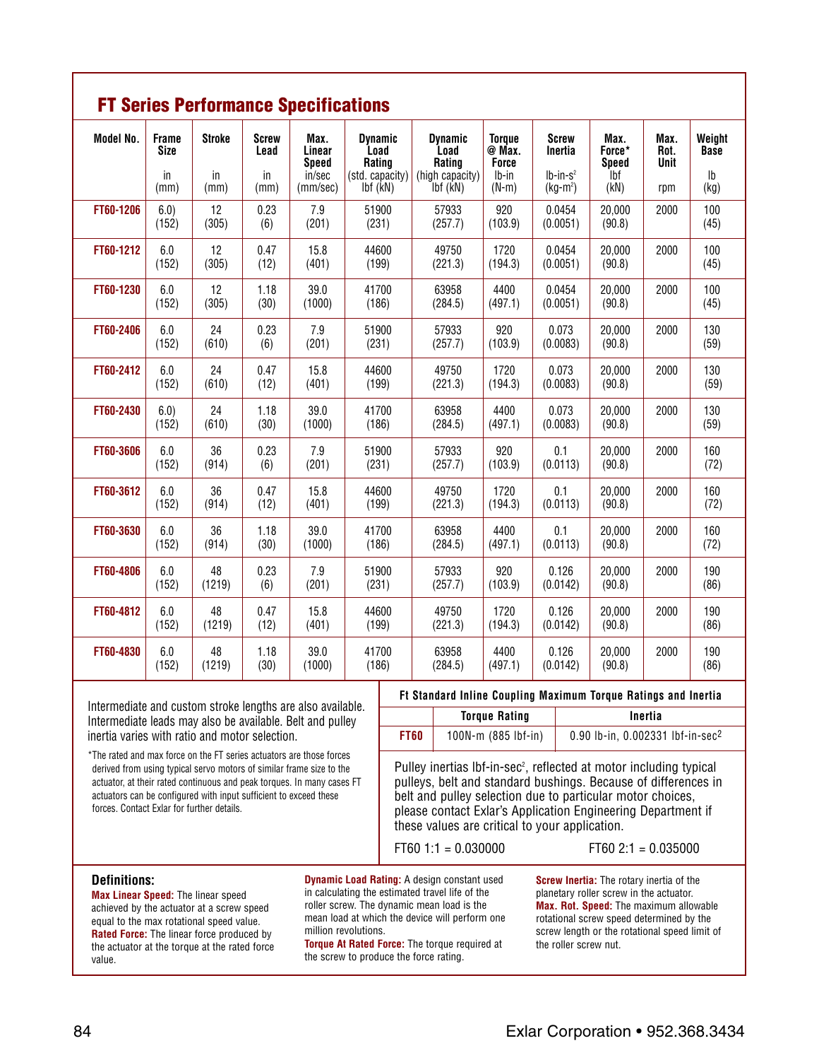## FT Series Performance Specifications

| Model No. | Frame Size in (mm) | Stroke in (mm) | Screw Lead in (mm) | Max. Linear Speed in/sec (mm/sec) | Dynamic Load Rating (std. capacity) lbf (kN) | Dynamic Load Rating (high capacity) lbf (kN) | Torque @ Max. Force lb-in (N-m) | Screw Inertia lb-in-s² (kg-m²) | Max. Force* Speed lbf (kN) | Max. Rot. Unit rpm | Weight Base lb (kg) |
|---|---|---|---|---|---|---|---|---|---|---|---|
| **FT60-1206** | 6.0) (152) | 12 (305) | 0.23 (6) | 7.9 (201) | 51900 (231) | 57933 (257.7) | 920 (103.9) | 0.0454 (0.0051) | 20,000 (90.8) | 2000 | 100 (45) |
| **FT60-1212** | 6.0 (152) | 12 (305) | 0.47 (12) | 15.8 (401) | 44600 (199) | 49750 (221.3) | 1720 (194.3) | 0.0454 (0.0051) | 20,000 (90.8) | 2000 | 100 (45) |
| **FT60-1230** | 6.0 (152) | 12 (305) | 1.18 (30) | 39.0 (1000) | 41700 (186) | 63958 (284.5) | 4400 (497.1) | 0.0454 (0.0051) | 20,000 (90.8) | 2000 | 100 (45) |
| **FT60-2406** | 6.0 (152) | 24 (610) | 0.23 (6) | 7.9 (201) | 51900 (231) | 57933 (257.7) | 920 (103.9) | 0.073 (0.0083) | 20,000 (90.8) | 2000 | 130 (59) |
| **FT60-2412** | 6.0 (152) | 24 (610) | 0.47 (12) | 15.8 (401) | 44600 (199) | 49750 (221.3) | 1720 (194.3) | 0.073 (0.0083) | 20,000 (90.8) | 2000 | 130 (59) |
| **FT60-2430** | 6.0) (152) | 24 (610) | 1.18 (30) | 39.0 (1000) | 41700 (186) | 63958 (284.5) | 4400 (497.1) | 0.073 (0.0083) | 20,000 (90.8) | 2000 | 130 (59) |
| **FT60-3606** | 6.0 (152) | 36 (914) | 0.23 (6) | 7.9 (201) | 51900 (231) | 57933 (257.7) | 920 (103.9) | 0.1 (0.0113) | 20,000 (90.8) | 2000 | 160 (72) |
| **FT60-3612** | 6.0 (152) | 36 (914) | 0.47 (12) | 15.8 (401) | 44600 (199) | 49750 (221.3) | 1720 (194.3) | 0.1 (0.0113) | 20,000 (90.8) | 2000 | 160 (72) |
| **FT60-3630** | 6.0 (152) | 36 (914) | 1.18 (30) | 39.0 (1000) | 41700 (186) | 63958 (284.5) | 4400 (497.1) | 0.1 (0.0113) | 20,000 (90.8) | 2000 | 160 (72) |
| **FT60-4806** | 6.0 (152) | 48 (1219) | 0.23 (6) | 7.9 (201) | 51900 (231) | 57933 (257.7) | 920 (103.9) | 0.126 (0.0142) | 20,000 (90.8) | 2000 | 190 (86) |
| **FT60-4812** | 6.0 (152) | 48 (1219) | 0.47 (12) | 15.8 (401) | 44600 (199) | 49750 (221.3) | 1720 (194.3) | 0.126 (0.0142) | 20,000 (90.8) | 2000 | 190 (86) |
| **FT60-4830** | 6.0 (152) | 48 (1219) | 1.18 (30) | 39.0 (1000) | 41700 (186) | 63958 (284.5) | 4400 (497.1) | 0.126 (0.0142) | 20,000 (90.8) | 2000 | 190 (86) |

Intermediate and custom stroke lengths are also available. Intermediate leads may also be available. Belt and pulley inertia varies with ratio and motor selection.

*The rated and max force on the FT series actuators are those forces derived from using typical servo motors of similar frame size to the actuator, at their rated continuous and peak torques. In many cases FT actuators can be configured with input sufficient to exceed these forces. Contact Exlar for further details.

**Ft Standard Inline Coupling Maximum Torque Ratings and Inertia**

| | Torque Rating | Inertia |
|---|---|---|
| **FT60** | 100N-m (885 lbf-in) | 0.90 lb-in, 0.002331 lbf-in-sec² |

Pulley inertias lbf-in-sec², reflected at motor including typical pulleys, belt and standard bushings. Because of differences in belt and pulley selection due to particular motor choices, please contact Exlar's Application Engineering Department if these values are critical to your application.

FT60 1:1 = 0.030000 FT60 2:1 = 0.035000

### Definitions:

**Max Linear Speed:** The linear speed achieved by the actuator at a screw speed equal to the max rotational speed value.

**Rated Force:** The linear force produced by the actuator at the torque at the rated force value.

**Dynamic Load Rating:** A design constant used in calculating the estimated travel life of the roller screw. The dynamic mean load is the mean load at which the device will perform one million revolutions.

**Torque At Rated Force:** The torque required at the screw to produce the force rating.

**Screw Inertia:** The rotary inertia of the planetary roller screw in the actuator.

**Max. Rot. Speed:** The maximum allowable rotational screw speed determined by the screw length or the rotational speed limit of the roller screw nut.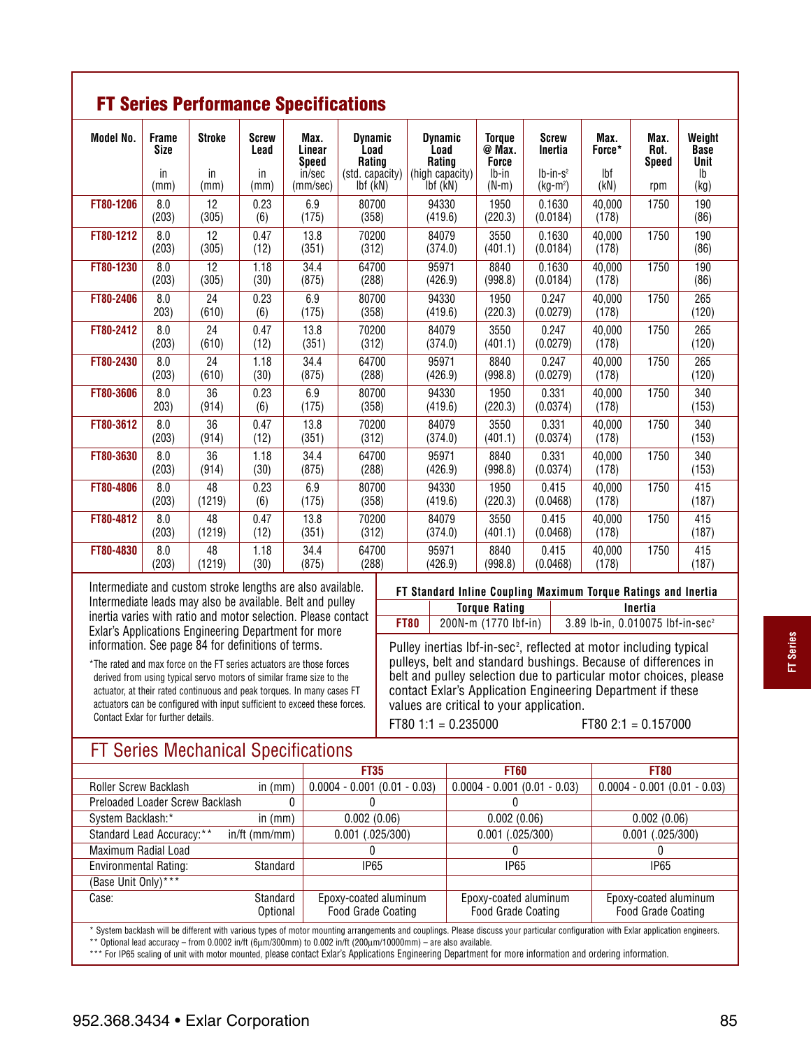## FT Series Performance Specifications

| Model No. | Frame Size in (mm) | Stroke in (mm) | Screw Lead in (mm) | Max. Linear Speed in/sec (mm/sec) | Dynamic Load Rating (std. capacity) lbf (kN) | Dynamic Load Rating (high capacity) lbf (kN) | Torque @ Max. Force lb-in (N-m) | Screw Inertia lb-in-s² (kg-m²) | Max. Force* lbf (kN) | Max. Rot. Speed rpm | Weight Base Unit lb (kg) |
|---|---|---|---|---|---|---|---|---|---|---|---|
| **FT80-1206** | 8.0 (203) | 12 (305) | 0.23 (6) | 6.9 (175) | 80700 (358) | 94330 (419.6) | 1950 (220.3) | 0.1630 (0.0184) | 40,000 (178) | 1750 | 190 (86) |
| **FT80-1212** | 8.0 (203) | 12 (305) | 0.47 (12) | 13.8 (351) | 70200 (312) | 84079 (374.0) | 3550 (401.1) | 0.1630 (0.0184) | 40,000 (178) | 1750 | 190 (86) |
| **FT80-1230** | 8.0 (203) | 12 (305) | 1.18 (30) | 34.4 (875) | 64700 (288) | 95971 (426.9) | 8840 (998.8) | 0.1630 (0.0184) | 40,000 (178) | 1750 | 190 (86) |
| **FT80-2406** | 8.0 203) | 24 (610) | 0.23 (6) | 6.9 (175) | 80700 (358) | 94330 (419.6) | 1950 (220.3) | 0.247 (0.0279) | 40,000 (178) | 1750 | 265 (120) |
| **FT80-2412** | 8.0 (203) | 24 (610) | 0.47 (12) | 13.8 (351) | 70200 (312) | 84079 (374.0) | 3550 (401.1) | 0.247 (0.0279) | 40,000 (178) | 1750 | 265 (120) |
| **FT80-2430** | 8.0 (203) | 24 (610) | 1.18 (30) | 34.4 (875) | 64700 (288) | 95971 (426.9) | 8840 (998.8) | 0.247 (0.0279) | 40,000 (178) | 1750 | 265 (120) |
| **FT80-3606** | 8.0 203) | 36 (914) | 0.23 (6) | 6.9 (175) | 80700 (358) | 94330 (419.6) | 1950 (220.3) | 0.331 (0.0374) | 40,000 (178) | 1750 | 340 (153) |
| **FT80-3612** | 8.0 (203) | 36 (914) | 0.47 (12) | 13.8 (351) | 70200 (312) | 84079 (374.0) | 3550 (401.1) | 0.331 (0.0374) | 40,000 (178) | 1750 | 340 (153) |
| **FT80-3630** | 8.0 (203) | 36 (914) | 1.18 (30) | 34.4 (875) | 64700 (288) | 95971 (426.9) | 8840 (998.8) | 0.331 (0.0374) | 40,000 (178) | 1750 | 340 (153) |
| **FT80-4806** | 8.0 (203) | 48 (1219) | 0.23 (6) | 6.9 (175) | 80700 (358) | 94330 (419.6) | 1950 (220.3) | 0.415 (0.0468) | 40,000 (178) | 1750 | 415 (187) |
| **FT80-4812** | 8.0 (203) | 48 (1219) | 0.47 (12) | 13.8 (351) | 70200 (312) | 84079 (374.0) | 3550 (401.1) | 0.415 (0.0468) | 40,000 (178) | 1750 | 415 (187) |
| **FT80-4830** | 8.0 (203) | 48 (1219) | 1.18 (30) | 34.4 (875) | 64700 (288) | 95971 (426.9) | 8840 (998.8) | 0.415 (0.0468) | 40,000 (178) | 1750 | 415 (187) |

Intermediate and custom stroke lengths are also available. Intermediate leads may also be available. Belt and pulley inertia varies with ratio and motor selection. Please contact Exlar's Applications Engineering Department for more information. See page 84 for definitions of terms.

*The rated and max force on the FT series actuators are those forces derived from using typical servo motors of similar frame size to the actuator, at their rated continuous and peak torques. In many cases FT actuators can be configured with input sufficient to exceed these forces. Contact Exlar for further details.

**FT Standard Inline Coupling Maximum Torque Ratings and Inertia**

| | Torque Rating | Inertia |
|---|---|---|
| **FT80** | 200N-m (1770 lbf-in) | 3.89 lb-in, 0.010075 lbf-in-sec² |

Pulley inertias lbf-in-sec², reflected at motor including typical pulleys, belt and standard bushings. Because of differences in belt and pulley selection due to particular motor choices, please contact Exlar's Application Engineering Department if these values are critical to your application.

FT80 1:1 = 0.235000 FT80 2:1 = 0.157000

## FT Series Mechanical Specifications

| | | FT35 | FT60 | FT80 |
|---|---|---|---|---|
| Roller Screw Backlash | in (mm) | 0.0004 - 0.001 (0.01 - 0.03) | 0.0004 - 0.001 (0.01 - 0.03) | 0.0004 - 0.001 (0.01 - 0.03) |
| Preloaded Loader Screw Backlash | 0 | 0 | 0 | |
| System Backlash:* | in (mm) | 0.002 (0.06) | 0.002 (0.06) | 0.002 (0.06) |
| Standard Lead Accuracy:** | in/ft (mm/mm) | 0.001 (.025/300) | 0.001 (.025/300) | 0.001 (.025/300) |
| Maximum Radial Load | | 0 | 0 | 0 |
| Environmental Rating: | Standard | IP65 | IP65 | IP65 |
| (Base Unit Only)*** | | | | |
| Case: | Standard | Epoxy-coated aluminum | Epoxy-coated aluminum | Epoxy-coated aluminum |
| | Optional | Food Grade Coating | Food Grade Coating | Food Grade Coating |

\* System backlash will be different with various types of motor mounting arrangements and couplings. Please discuss your particular configuration with Exlar application engineers.
\*\* Optional lead accuracy – from 0.0002 in/ft (6μm/300mm) to 0.002 in/ft (200μm/10000mm) – are also available.
\*\*\* For IP65 scaling of unit with motor mounted, please contact Exlar's Applications Engineering Department for more information and ordering information.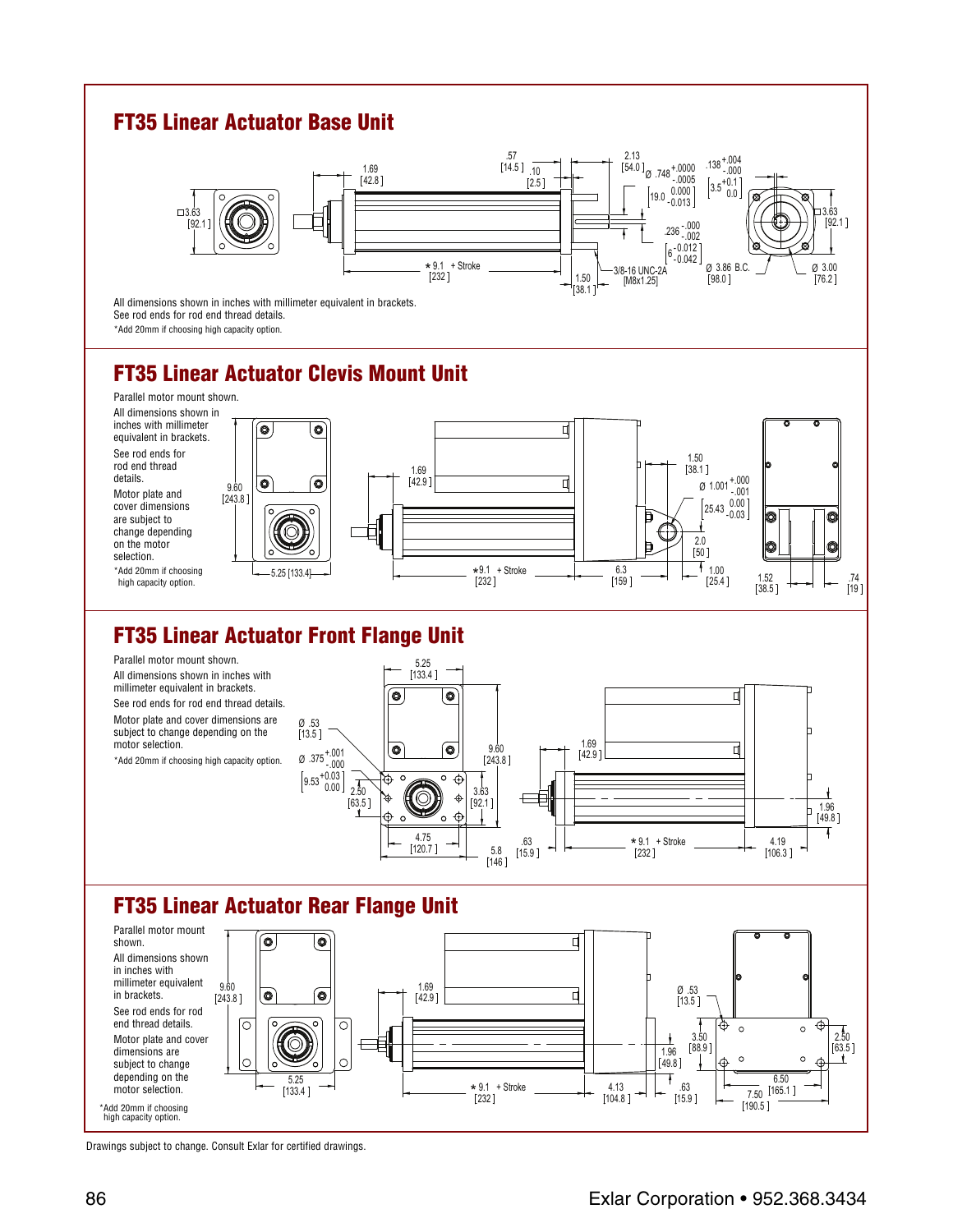## FT35 Linear Actuator Base Unit

□3.63 [92.1]

1.69 [42.8]

.57 [14.5]

.10 [2.5]

2.13 [54.0]

Ø .748 +.0000 -.0005 [19.0 0.000 -0.013]

.138 +.004 -.000 [3.5 +0.1 0.0]

.236 -.000 -.002 [6 -0.012 -0.042]

□3.63 [92.1]

* 9.1 + Stroke [232]

1.50 [38.1]

3/8-16 UNC-2A [M8x1.25]

Ø 3.86 B.C. [98.0]

Ø 3.00 [76.2]

All dimensions shown in inches with millimeter equivalent in brackets.
See rod ends for rod end thread details.
*Add 20mm if choosing high capacity option.

## FT35 Linear Actuator Clevis Mount Unit

Parallel motor mount shown.

All dimensions shown in inches with millimeter equivalent in brackets.

See rod ends for rod end thread details.

Motor plate and cover dimensions are subject to change depending on the motor selection.

*Add 20mm if choosing high capacity option.

9.60 [243.8]

5.25 [133.4]

1.69 [42.9]

* 9.1 + Stroke [232]

6.3 [159]

1.50 [38.1]

Ø 1.001 +.000 -.001 [25.43 0.00 -0.03]

2.0 [50]

1.00 [25.4]

1.52 [38.5]

.74 [19]

## FT35 Linear Actuator Front Flange Unit

Parallel motor mount shown.

All dimensions shown in inches with millimeter equivalent in brackets.

See rod ends for rod end thread details.

Motor plate and cover dimensions are subject to change depending on the motor selection.

*Add 20mm if choosing high capacity option.

Ø .53 [13.5]

Ø .375 +.001 -.000 [9.53 +0.03 0.00]

2.50 [63.5]

5.25 [133.4]

9.60 [243.8]

3.63 [92.1]

4.75 [120.7]

5.8 [146]

1.69 [42.9]

.63 [15.9]

* 9.1 + Stroke [232]

4.19 [106.3]

1.96 [49.8]

## FT35 Linear Actuator Rear Flange Unit

Parallel motor mount shown.

All dimensions shown in inches with millimeter equivalent in brackets.

See rod ends for rod end thread details.

Motor plate and cover dimensions are subject to change depending on the motor selection.

*Add 20mm if choosing high capacity option.

9.60 [243.8]

5.25 [133.4]

1.69 [42.9]

* 9.1 + Stroke [232]

4.13 [104.8]

1.96 [49.8]

.63 [15.9]

Ø .53 [13.5]

3.50 [88.9]

2.50 [63.5]

6.50 [165.1]

7.50 [190.5]

Drawings subject to change. Consult Exlar for certified drawings.

Exlar Corporation • 952.368.3434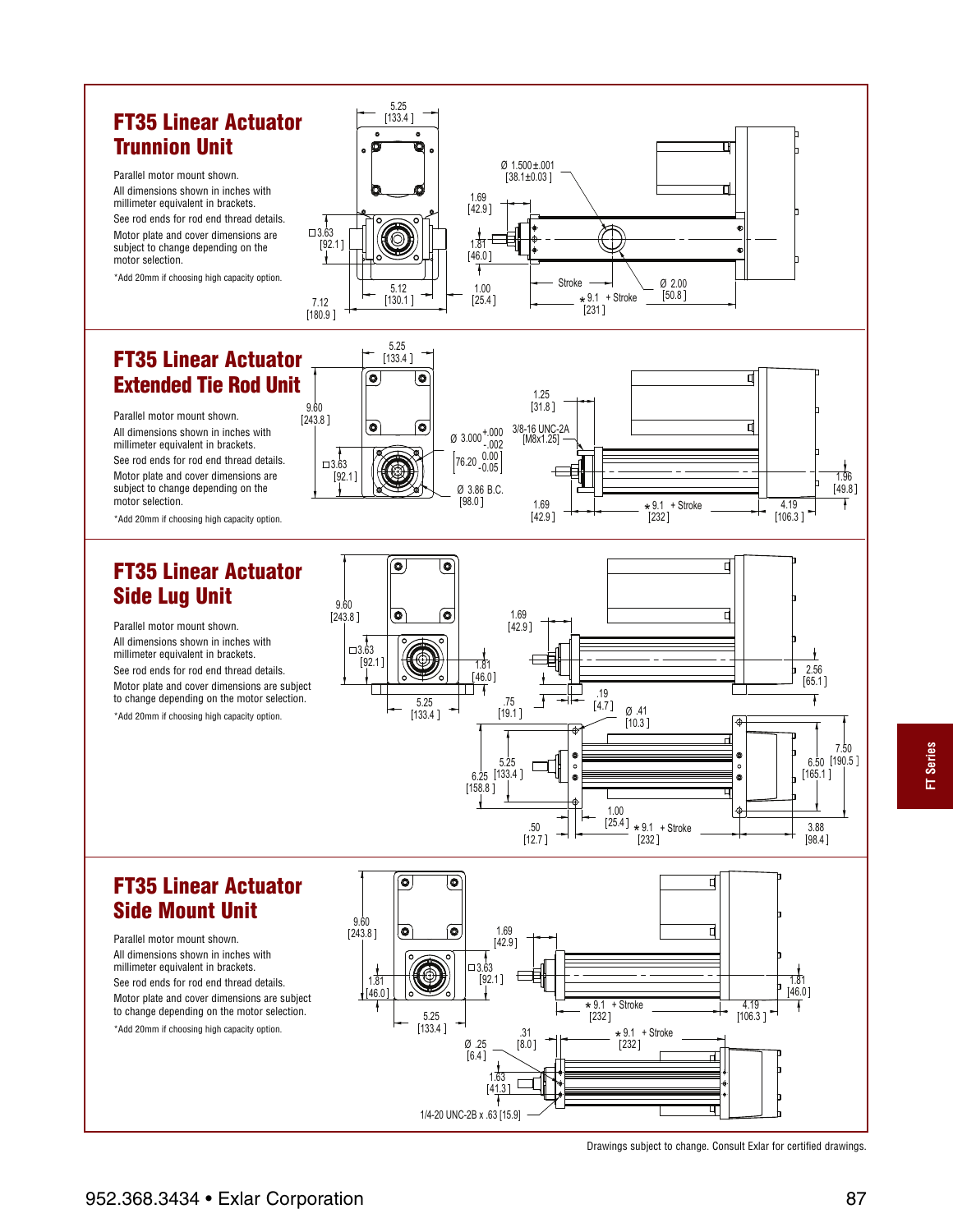## FT35 Linear Actuator Trunnion Unit

Parallel motor mount shown.

All dimensions shown in inches with millimeter equivalent in brackets.

See rod ends for rod end thread details.

Motor plate and cover dimensions are subject to change depending on the motor selection.

*Add 20mm if choosing high capacity option.

5.25 [133.4 ]
Ø 1.500±.001 [38.1±0.03 ]
1.69 [42.9 ]
□3.63 [92.1 ]
1.81 [46.0 ]
5.12 [130.1 ]
1.00 [25.4 ]
Stroke
Ø 2.00 [50.8 ]
7.12 [180.9 ]
* 9.1 + Stroke [231 ]

## FT35 Linear Actuator Extended Tie Rod Unit

Parallel motor mount shown.

All dimensions shown in inches with millimeter equivalent in brackets.

See rod ends for rod end thread details.

Motor plate and cover dimensions are subject to change depending on the motor selection.

*Add 20mm if choosing high capacity option.

5.25 [133.4 ]
9.60 [243.8 ]
1.25 [31.8 ]
Ø 3.000 +.000 -.002
3/8-16 UNC-2A [M8x1.25]
76.20 0.00 -0.05
□3.63 [92.1 ]
Ø 3.86 B.C. [98.0 ]
1.96 [49.8 ]
1.69 [42.9 ]
* 9.1 + Stroke [232 ]
4.19 [106.3 ]

## FT35 Linear Actuator Side Lug Unit

Parallel motor mount shown.

All dimensions shown in inches with millimeter equivalent in brackets.

See rod ends for rod end thread details.

Motor plate and cover dimensions are subject to change depending on the motor selection.

*Add 20mm if choosing high capacity option.

9.60 [243.8 ]
1.69 [42.9 ]
□3.63 [92.1 ]
1.81 [46.0 ]
5.25 [133.4 ]
2.56 [65.1 ]
.75 [19.1 ]
.19 [4.7 ]
Ø .41 [10.3 ]
5.25 [133.4 ]
6.25 [158.8 ]
6.50 [165.1 ]
7.50 [190.5 ]
1.00 [25.4 ]
.50 [12.7 ]
* 9.1 + Stroke [232 ]
3.88 [98.4 ]

## FT35 Linear Actuator Side Mount Unit

Parallel motor mount shown.

All dimensions shown in inches with millimeter equivalent in brackets.

See rod ends for rod end thread details.

Motor plate and cover dimensions are subject to change depending on the motor selection.

*Add 20mm if choosing high capacity option.

9.60 [243.8 ]
1.69 [42.9 ]
□3.63 [92.1 ]
1.81 [46.0 ]
1.81 [46.0 ]
5.25 [133.4 ]
* 9.1 + Stroke [232 ]
4.19 [106.3 ]
.31 [8.0 ]
Ø .25 [6.4 ]
* 9.1 + Stroke [232 ]
1.63 [41.3 ]
1/4-20 UNC-2B x .63 [15.9]

Drawings subject to change. Consult Exlar for certified drawings.

FT Series

952.368.3434 • Exlar Corporation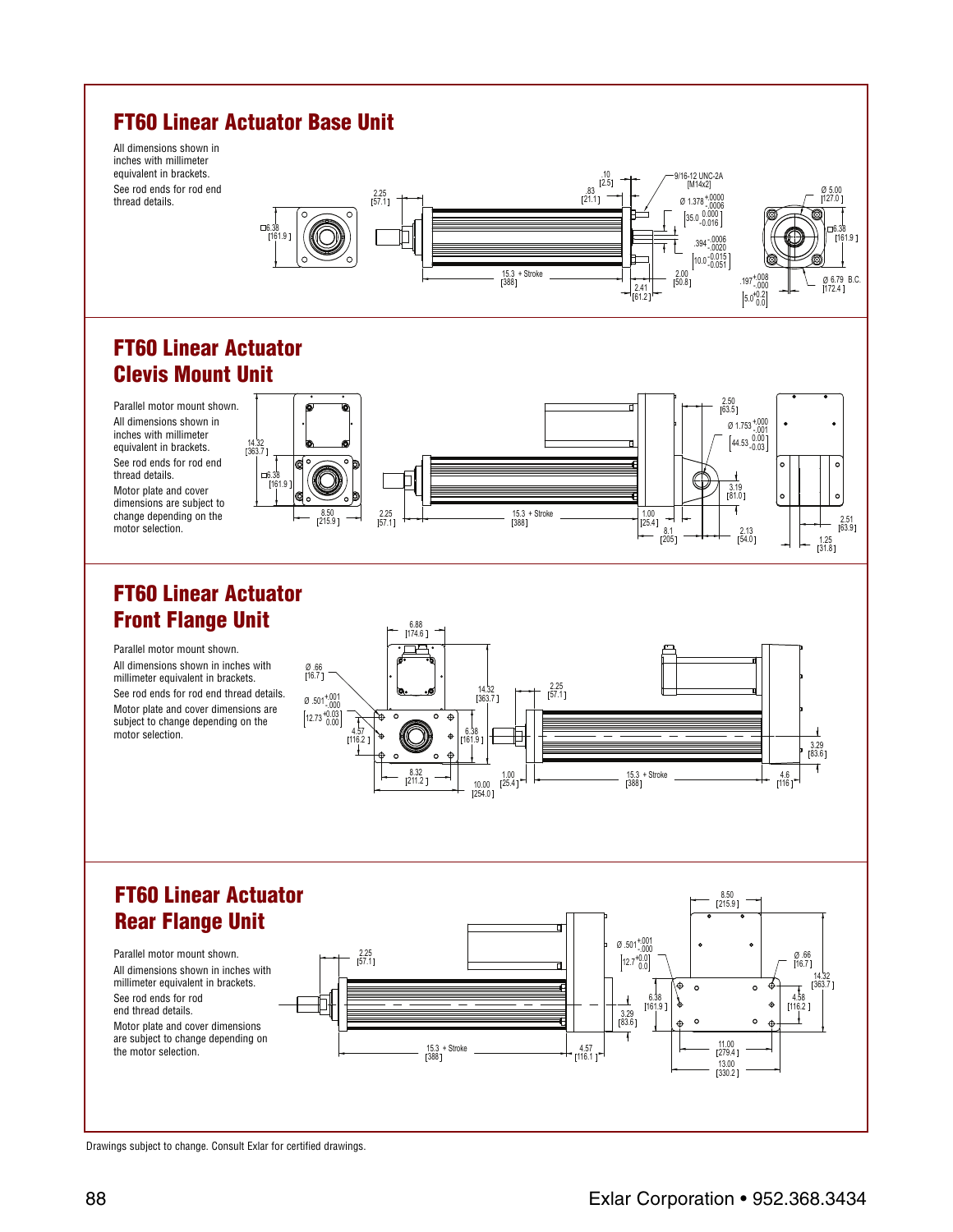## FT60 Linear Actuator Base Unit

All dimensions shown in inches with millimeter equivalent in brackets.

See rod ends for rod end thread details.

□6.38 [161.9]

2.25 [57.1]

.83 [21.1]

.10 [2.5]

9/16-12 UNC-2A [M14x2]

Ø 1.378 $^{+.0000}_{-.0006}$ [35.0 $^{0.000}_{-0.016}$]

.394 $^{-.0006}_{-.0020}$ [10.0 $^{-0.015}_{-0.051}$]

15.3 + Stroke [388]

2.41 [61.2]

2.00 [50.8]

Ø 5.00 [127.0]

□6.38 [161.9]

.197 $^{+.008}_{-.000}$ [5.0 $^{+0.2}_{0.0}$]

Ø 6.79 B.C. [172.4]

## FT60 Linear Actuator Clevis Mount Unit

Parallel motor mount shown.

All dimensions shown in inches with millimeter equivalent in brackets.

See rod ends for rod end thread details.

Motor plate and cover dimensions are subject to change depending on the motor selection.

14.32 [363.7]

□6.38 [161.9]

8.50 [215.9]

2.25 [57.1]

15.3 + Stroke [388]

1.00 [25.4]

8.1 [205]

2.50 [63.5]

Ø 1.753 $^{+.000}_{-.001}$ [44.53 $^{0.00}_{-0.03}$]

3.19 [81.0]

2.13 [54.0]

2.51 [63.9]

1.25 [31.8]

## FT60 Linear Actuator Front Flange Unit

Parallel motor mount shown.

All dimensions shown in inches with millimeter equivalent in brackets.

See rod ends for rod end thread details.

Motor plate and cover dimensions are subject to change depending on the motor selection.

6.88 [174.6]

Ø .66 [16.7]

Ø .501 $^{+.001}_{-.000}$ [12.73 $^{+0.03}_{0.00}$]

4.57 [116.2]

14.32 [363.7]

6.38 [161.9]

8.32 [211.2]

10.00 [254.0]

2.25 [57.1]

1.00 [25.4]

15.3 + Stroke [388]

3.29 [83.6]

4.6 [116]

## FT60 Linear Actuator Rear Flange Unit

Parallel motor mount shown.

All dimensions shown in inches with millimeter equivalent in brackets.

See rod ends for rod end thread details.

Motor plate and cover dimensions are subject to change depending on the motor selection.

2.25 [57.1]

15.3 + Stroke [388]

4.57 [116.1]

Ø .501 $^{+.001}_{-.000}$ [12.7 $^{+0.01}_{0.0}$]

3.29 [83.6]

6.38 [161.9]

8.50 [215.9]

Ø .66 [16.7]

14.32 [363.7]

4.58 [116.2]

11.00 [279.4]

13.00 [330.2]

Drawings subject to change. Consult Exlar for certified drawings.

Exlar Corporation • 952.368.3434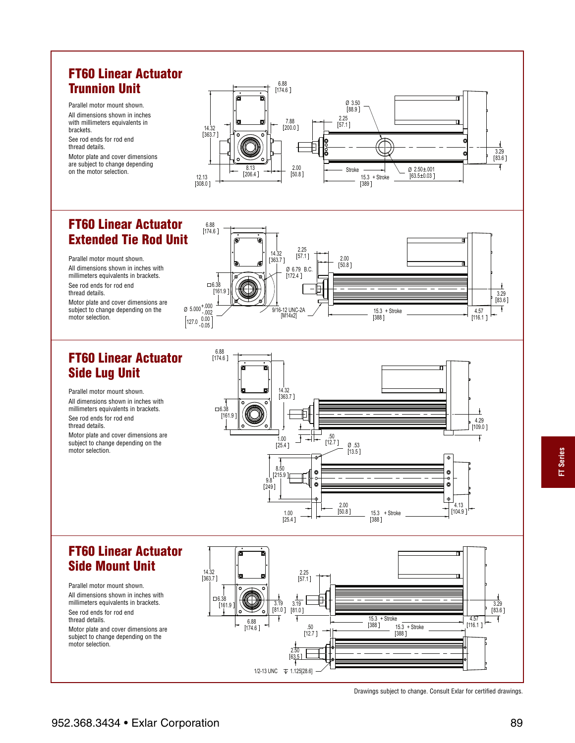## FT60 Linear Actuator Trunnion Unit

Parallel motor mount shown.

All dimensions shown in inches with millimeters equivalents in brackets.

See rod ends for rod end thread details.

Motor plate and cover dimensions are subject to change depending on the motor selection.

6.88 [174.6 ]
7.88 [200.0 ]
14.32 [363.7 ]
8.13 [206.4 ]
12.13 [308.0 ]
2.00 [50.8 ]
Ø 3.50 [88.9 ]
2.25 [57.1 ]
Stroke
15.3 + Stroke [389 ]
Ø 2.50±.001 [63.5±0.03 ]
3.29 [83.6 ]

## FT60 Linear Actuator Extended Tie Rod Unit

Parallel motor mount shown.

All dimensions shown in inches with millimeters equivalents in brackets.

See rod ends for rod end thread details.

Motor plate and cover dimensions are subject to change depending on the motor selection.

6.88 [174.6 ]
14.32 [363.7 ]
2.25 [57.1 ]
2.00 [50.8 ]
Ø 6.79 B.C. [172.4 ]
□6.38 [161.9 ]
Ø 5.000 +.000 -.002 [127.0 0.00 -0.05 ]
9/16-12 UNC-2A [M14x2]
15.3 + Stroke [388 ]
4.57 [116.1 ]
3.29 [83.6 ]

## FT60 Linear Actuator Side Lug Unit

Parallel motor mount shown.

All dimensions shown in inches with millimeters equivalents in brackets.

See rod ends for rod end thread details.

Motor plate and cover dimensions are subject to change depending on the motor selection.

6.88 [174.6 ]
14.32 [363.7 ]
□6.38 [161.9 ]
1.00 [25.4 ]
.50 [12.7 ]
Ø .53 [13.5 ]
4.29 [109.0 ]
8.50 [215.9 ]
9.8 [249 ]
1.00 [25.4 ]
2.00 [50.8 ]
15.3 + Stroke [388 ]
4.13 [104.9 ]

## FT60 Linear Actuator Side Mount Unit

Parallel motor mount shown.

All dimensions shown in inches with millimeters equivalents in brackets.

See rod ends for rod end thread details.

Motor plate and cover dimensions are subject to change depending on the motor selection.

14.32 [363.7 ]
□6.38 [161.9 ]
6.88 [174.6 ]
3.19 [81.0 ]
3.19 [81.0 ]
2.25 [57.1 ]
15.3 + Stroke [388 ]
15.3 + Stroke [388 ]
4.57 [116.1 ]
3.29 [83.6 ]
.50 [12.7 ]
2.50 [63.5 ]
1/2-13 UNC ↧ 1.125[28.6]

FT Series

Drawings subject to change. Consult Exlar for certified drawings.

952.368.3434 • Exlar Corporation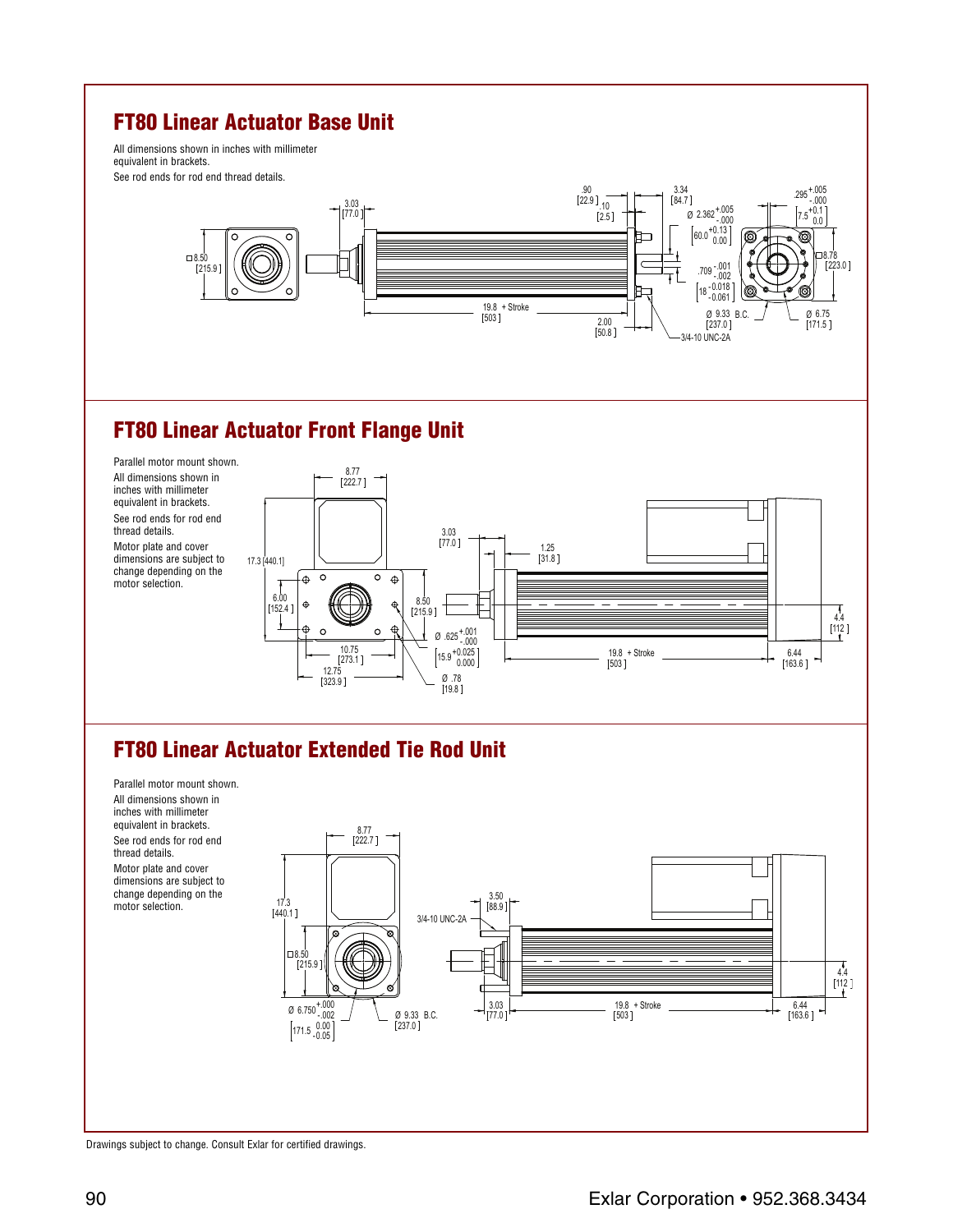## FT80 Linear Actuator Base Unit

All dimensions shown in inches with millimeter equivalent in brackets.

See rod ends for rod end thread details.

## FT80 Linear Actuator Front Flange Unit

Parallel motor mount shown.

All dimensions shown in inches with millimeter equivalent in brackets.

See rod ends for rod end thread details.

Motor plate and cover dimensions are subject to change depending on the motor selection.

## FT80 Linear Actuator Extended Tie Rod Unit

Parallel motor mount shown.

All dimensions shown in inches with millimeter equivalent in brackets.

See rod ends for rod end thread details.

Motor plate and cover dimensions are subject to change depending on the motor selection.

Drawings subject to change. Consult Exlar for certified drawings.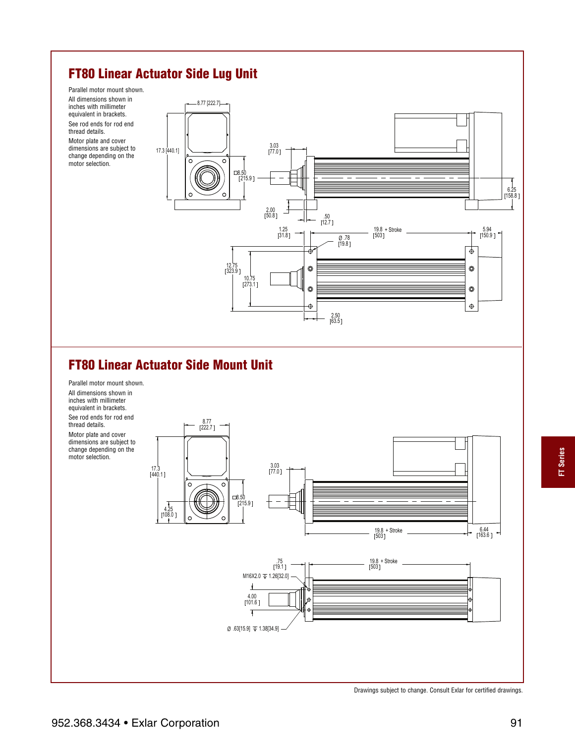## FT80 Linear Actuator Side Lug Unit

Parallel motor mount shown.

All dimensions shown in inches with millimeter equivalent in brackets.

See rod ends for rod end thread details.

Motor plate and cover dimensions are subject to change depending on the motor selection.

8.77 [222.7]

17.3 [440.1]

□8.50 [215.9]

3.03 [77.0]

2.00 [50.8]

.50 [12.7]

6.25 [158.8]

1.25 [31.8]

Ø .78 [19.8]

19.8 + Stroke [503]

5.94 [150.9]

12.75 [323.9]

10.75 [273.1]

2.50 [63.5]

## FT80 Linear Actuator Side Mount Unit

Parallel motor mount shown.

All dimensions shown in inches with millimeter equivalent in brackets.

See rod ends for rod end thread details.

Motor plate and cover dimensions are subject to change depending on the motor selection.

8.77 [222.7]

17.3 [440.1]

4.25 [108.0]

□8.50 [215.9]

3.03 [77.0]

19.8 + Stroke [503]

6.44 [163.6]

.75 [19.1]

19.8 + Stroke [503]

M16X2.0 ⊽ 1.26[32.0]

4.00 [101.6]

Ø .63[15.9] ⊽ 1.38[34.9]

Drawings subject to change. Consult Exlar for certified drawings.

FT Series

952.368.3434 • Exlar Corporation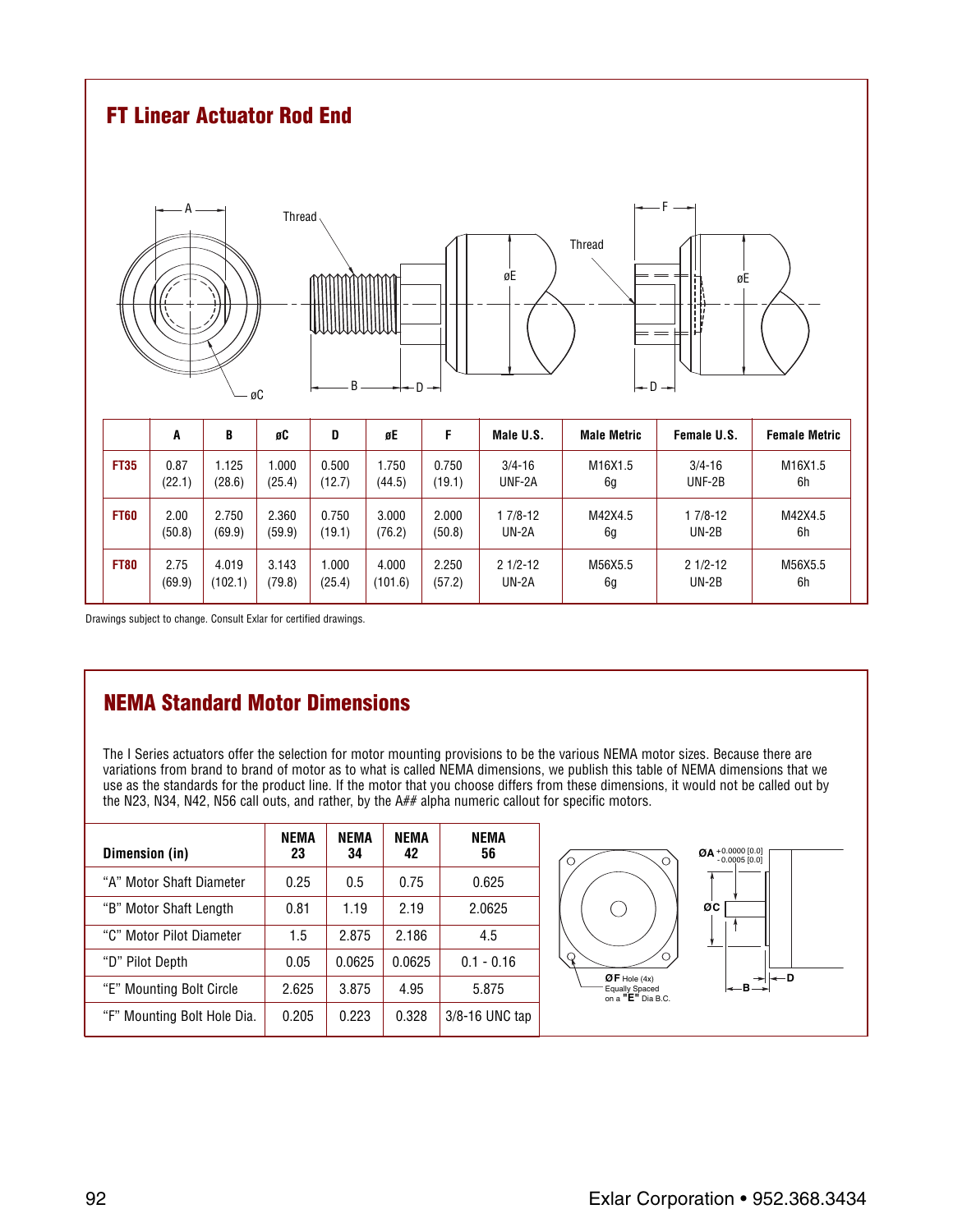## FT Linear Actuator Rod End

| | A | B | øC | D | øE | F | Male U.S. | Male Metric | Female U.S. | Female Metric |
|---|---|---|---|---|---|---|---|---|---|---|
| **FT35** | 0.87 (22.1) | 1.125 (28.6) | 1.000 (25.4) | 0.500 (12.7) | 1.750 (44.5) | 0.750 (19.1) | 3/4-16 UNF-2A | M16X1.5 6g | 3/4-16 UNF-2B | M16X1.5 6h |
| **FT60** | 2.00 (50.8) | 2.750 (69.9) | 2.360 (59.9) | 0.750 (19.1) | 3.000 (76.2) | 2.000 (50.8) | 1 7/8-12 UN-2A | M42X4.5 6g | 1 7/8-12 UN-2B | M42X4.5 6h |
| **FT80** | 2.75 (69.9) | 4.019 (102.1) | 3.143 (79.8) | 1.000 (25.4) | 4.000 (101.6) | 2.250 (57.2) | 2 1/2-12 UN-2A | M56X5.5 6g | 2 1/2-12 UN-2B | M56X5.5 6h |

Drawings subject to change. Consult Exlar for certified drawings.

## NEMA Standard Motor Dimensions

The I Series actuators offer the selection for motor mounting provisions to be the various NEMA motor sizes. Because there are variations from brand to brand of motor as to what is called NEMA dimensions, we publish this table of NEMA dimensions that we use as the standards for the product line. If the motor that you choose differs from these dimensions, it would not be called out by the N23, N34, N42, N56 call outs, and rather, by the A## alpha numeric callout for specific motors.

| Dimension (in) | NEMA 23 | NEMA 34 | NEMA 42 | NEMA 56 |
|---|---|---|---|---|
| "A" Motor Shaft Diameter | 0.25 | 0.5 | 0.75 | 0.625 |
| "B" Motor Shaft Length | 0.81 | 1.19 | 2.19 | 2.0625 |
| "C" Motor Pilot Diameter | 1.5 | 2.875 | 2.186 | 4.5 |
| "D" Pilot Depth | 0.05 | 0.0625 | 0.0625 | 0.1 - 0.16 |
| "E" Mounting Bolt Circle | 2.625 | 3.875 | 4.95 | 5.875 |
| "F" Mounting Bolt Hole Dia. | 0.205 | 0.223 | 0.328 | 3/8-16 UNC tap |

ØA +0.0000 [0.0] / -0.0005 [0.0]

ØF Hole (4x) Equally Spaced on a "E" Dia B.C.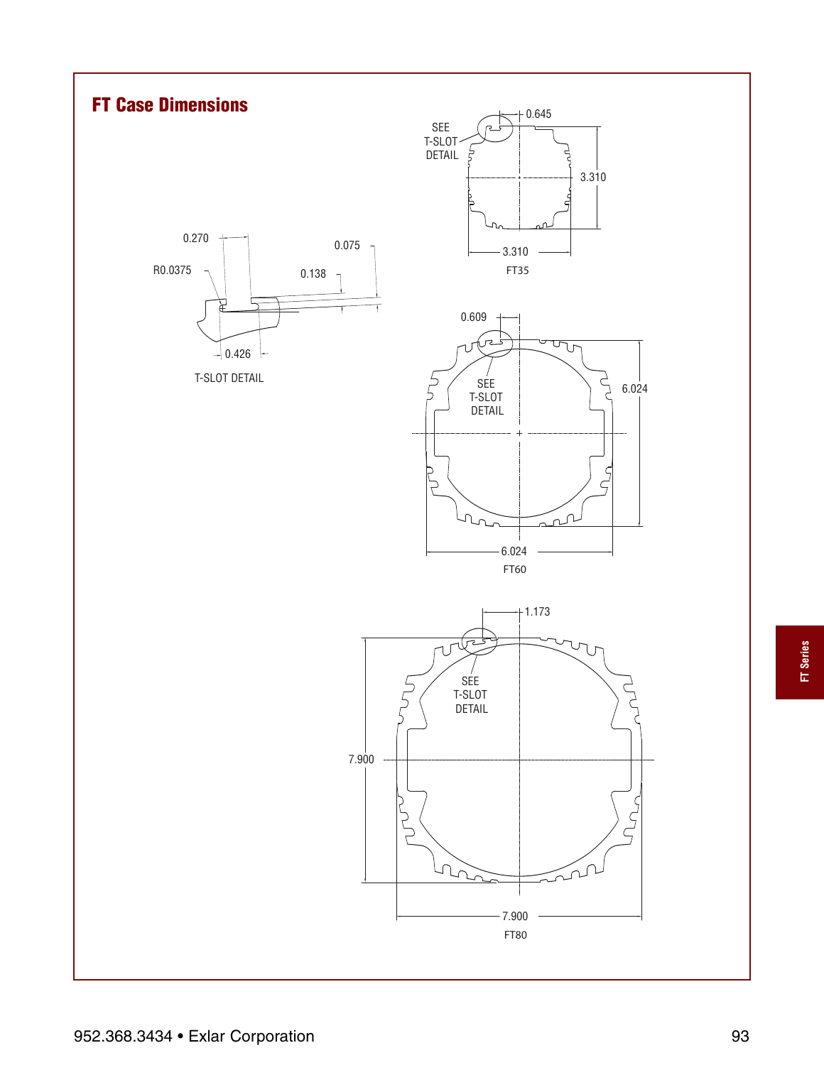## FT Case Dimensions

SEE T-SLOT DETAIL

0.645

3.310

3.310

FT35

0.270

0.075

R0.0375

0.138

0.426

T-SLOT DETAIL

0.609

SEE T-SLOT DETAIL

6.024

6.024

FT60

1.173

SEE T-SLOT DETAIL

7.900

7.900

FT80

952.368.3434 • Exlar Corporation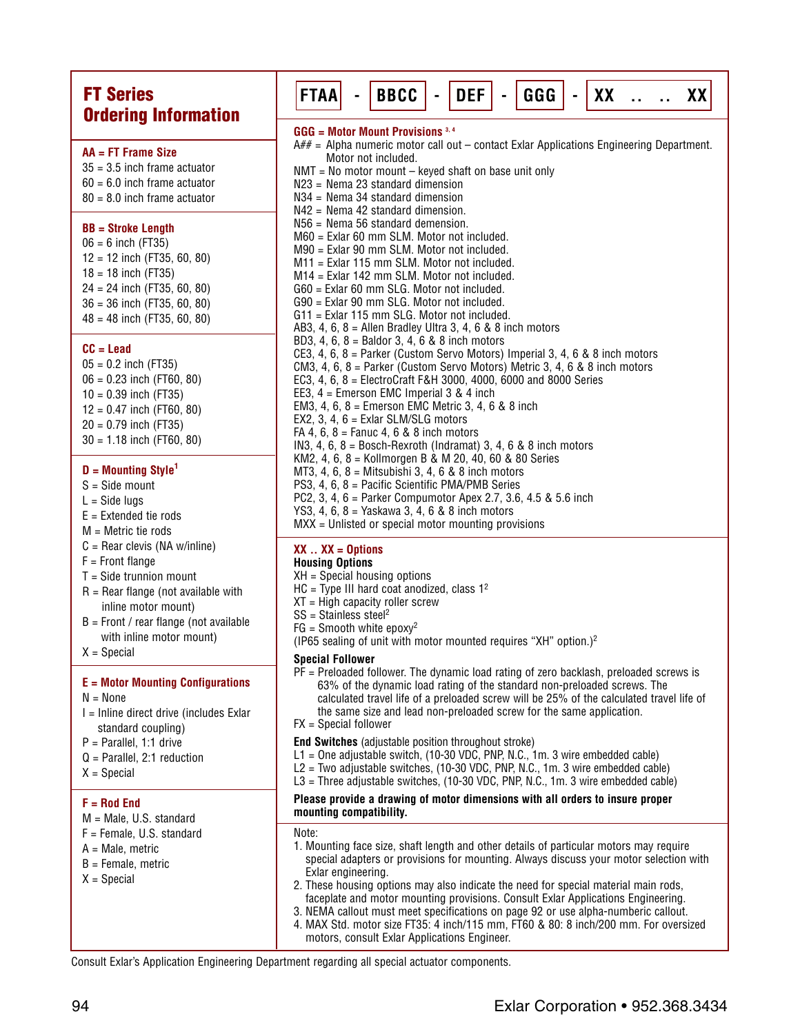## FT Series Ordering Information

**FTAA - BBCC - DEF - GGG - XX .. .. XX**

### AA = FT Frame Size

35 = 3.5 inch frame actuator
60 = 6.0 inch frame actuator
80 = 8.0 inch frame actuator

### BB = Stroke Length

06 = 6 inch (FT35)
12 = 12 inch (FT35, 60, 80)
18 = 18 inch (FT35)
24 = 24 inch (FT35, 60, 80)
36 = 36 inch (FT35, 60, 80)
48 = 48 inch (FT35, 60, 80)

### CC = Lead

05 = 0.2 inch (FT35)
06 = 0.23 inch (FT60, 80)
10 = 0.39 inch (FT35)
12 = 0.47 inch (FT60, 80)
20 = 0.79 inch (FT35)
30 = 1.18 inch (FT60, 80)

### D = Mounting Style[1]

S = Side mount
L = Side lugs
E = Extended tie rods
M = Metric tie rods
C = Rear clevis (NA w/inline)
F = Front flange
T = Side trunnion mount
R = Rear flange (not available with inline motor mount)
B = Front / rear flange (not available with inline motor mount)
X = Special

### E = Motor Mounting Configurations

N = None
I = Inline direct drive (includes Exlar standard coupling)
P = Parallel, 1:1 drive
Q = Parallel, 2:1 reduction
X = Special

### F = Rod End

M = Male, U.S. standard
F = Female, U.S. standard
A = Male, metric
B = Female, metric
X = Special

### GGG = Motor Mount Provisions [3, 4]

A## = Alpha numeric motor call out – contact Exlar Applications Engineering Department. Motor not included.
NMT = No motor mount – keyed shaft on base unit only
N23 = Nema 23 standard dimension
N34 = Nema 34 standard dimension
N42 = Nema 42 standard dimension.
N56 = Nema 56 standard demension.
M60 = Exlar 60 mm SLM. Motor not included.
M90 = Exlar 90 mm SLM. Motor not included.
M11 = Exlar 115 mm SLM. Motor not included.
M14 = Exlar 142 mm SLM. Motor not included.
G60 = Exlar 60 mm SLG. Motor not included.
G90 = Exlar 90 mm SLG. Motor not included.
G11 = Exlar 115 mm SLG. Motor not included.
AB3, 4, 6, 8 = Allen Bradley Ultra 3, 4, 6 & 8 inch motors
BD3, 4, 6, 8 = Baldor 3, 4, 6 & 8 inch motors
CE3, 4, 6, 8 = Parker (Custom Servo Motors) Imperial 3, 4, 6 & 8 inch motors
CM3, 4, 6, 8 = Parker (Custom Servo Motors) Metric 3, 4, 6 & 8 inch motors
EC3, 4, 6, 8 = ElectroCraft F&H 3000, 4000, 6000 and 8000 Series
EE3, 4 = Emerson EMC Imperial 3 & 4 inch
EM3, 4, 6, 8 = Emerson EMC Metric 3, 4, 6 & 8 inch
EX2, 3, 4, 6 = Exlar SLM/SLG motors
FA 4, 6, 8 = Fanuc 4, 6 & 8 inch motors
IN3, 4, 6, 8 = Bosch-Rexroth (Indramat) 3, 4, 6 & 8 inch motors
KM2, 4, 6, 8 = Kollmorgen B & M 20, 40, 60 & 80 Series
MT3, 4, 6, 8 = Mitsubishi 3, 4, 6 & 8 inch motors
PS3, 4, 6, 8 = Pacific Scientific PMA/PMB Series
PC2, 3, 4, 6 = Parker Compumotor Apex 2.7, 3.6, 4.5 & 5.6 inch
YS3, 4, 6, 8 = Yaskawa 3, 4, 6 & 8 inch motors
MXX = Unlisted or special motor mounting provisions

### XX .. XX = Options

**Housing Options**

XH = Special housing options
HC = Type III hard coat anodized, class 1[2]
XT = High capacity roller screw
SS = Stainless steel[2]
FG = Smooth white epoxy[2]
(IP65 sealing of unit with motor mounted requires "XH" option.)[2]

**Special Follower**

PF = Preloaded follower. The dynamic load rating of zero backlash, preloaded screws is 63% of the dynamic load rating of the standard non-preloaded screws. The calculated travel life of a preloaded screw will be 25% of the calculated travel life of the same size and lead non-preloaded screw for the same application.
FX = Special follower

**End Switches** (adjustable position throughout stroke)

L1 = One adjustable switch, (10-30 VDC, PNP, N.C., 1m. 3 wire embedded cable)
L2 = Two adjustable switches, (10-30 VDC, PNP, N.C., 1m. 3 wire embedded cable)
L3 = Three adjustable switches, (10-30 VDC, PNP, N.C., 1m. 3 wire embedded cable)

**Please provide a drawing of motor dimensions with all orders to insure proper mounting compatibility.**

Note:

1. Mounting face size, shaft length and other details of particular motors may require special adapters or provisions for mounting. Always discuss your motor selection with Exlar engineering.
2. These housing options may also indicate the need for special material main rods, faceplate and motor mounting provisions. Consult Exlar Applications Engineering.
3. NEMA callout must meet specifications on page 92 or use alpha-numberic callout.
4. MAX Std. motor size FT35: 4 inch/115 mm, FT60 & 80: 8 inch/200 mm. For oversized motors, consult Exlar Applications Engineer.

Consult Exlar's Application Engineering Department regarding all special actuator components.